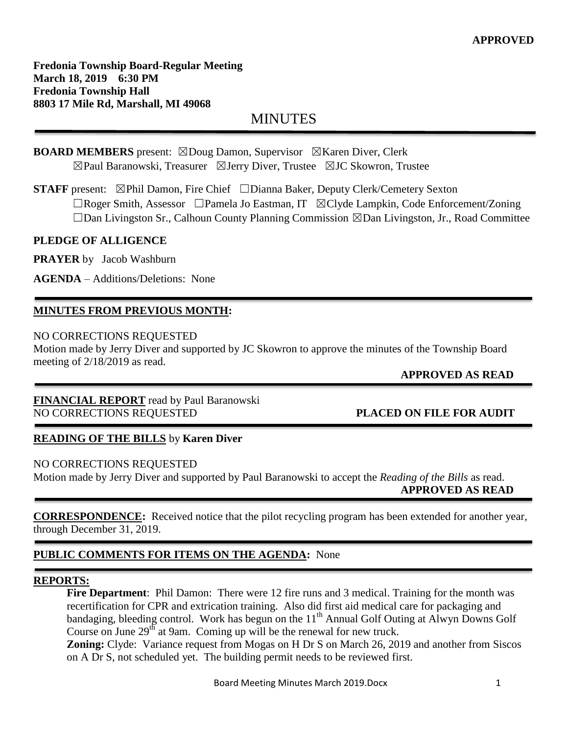**APPROVED**

**Fredonia Township Board-Regular Meeting**
**March 18, 2019 6:30 PM**
**Fredonia Township Hall**
**8803 17 Mile Rd, Marshall, MI 49068**

# MINUTES

**BOARD MEMBERS** present: ☒Doug Damon, Supervisor ☒Karen Diver, Clerk
☒Paul Baranowski, Treasurer ☒Jerry Diver, Trustee ☒JC Skowron, Trustee

**STAFF** present: ☒Phil Damon, Fire Chief ☐Dianna Baker, Deputy Clerk/Cemetery Sexton
☐Roger Smith, Assessor ☐Pamela Jo Eastman, IT ☒Clyde Lampkin, Code Enforcement/Zoning
☐Dan Livingston Sr., Calhoun County Planning Commission ☒Dan Livingston, Jr., Road Committee

**PLEDGE OF ALLIGENCE**

**PRAYER** by Jacob Washburn

**AGENDA** – Additions/Deletions: None

## MINUTES FROM PREVIOUS MONTH:

NO CORRECTIONS REQUESTED
Motion made by Jerry Diver and supported by JC Skowron to approve the minutes of the Township Board meeting of 2/18/2019 as read.

**APPROVED AS READ**

**FINANCIAL REPORT** read by Paul Baranowski
NO CORRECTIONS REQUESTED **PLACED ON FILE FOR AUDIT**

**READING OF THE BILLS** by **Karen Diver**

NO CORRECTIONS REQUESTED
Motion made by Jerry Diver and supported by Paul Baranowski to accept the *Reading of the Bills* as read.

**APPROVED AS READ**

**CORRESPONDENCE:** Received notice that the pilot recycling program has been extended for another year, through December 31, 2019.

**PUBLIC COMMENTS FOR ITEMS ON THE AGENDA:** None

## REPORTS:

**Fire Department**: Phil Damon: There were 12 fire runs and 3 medical. Training for the month was recertification for CPR and extrication training. Also did first aid medical care for packaging and bandaging, bleeding control. Work has begun on the 11th Annual Golf Outing at Alwyn Downs Golf Course on June 29th at 9am. Coming up will be the renewal for new truck.

**Zoning:** Clyde: Variance request from Mogas on H Dr S on March 26, 2019 and another from Siscos on A Dr S, not scheduled yet. The building permit needs to be reviewed first.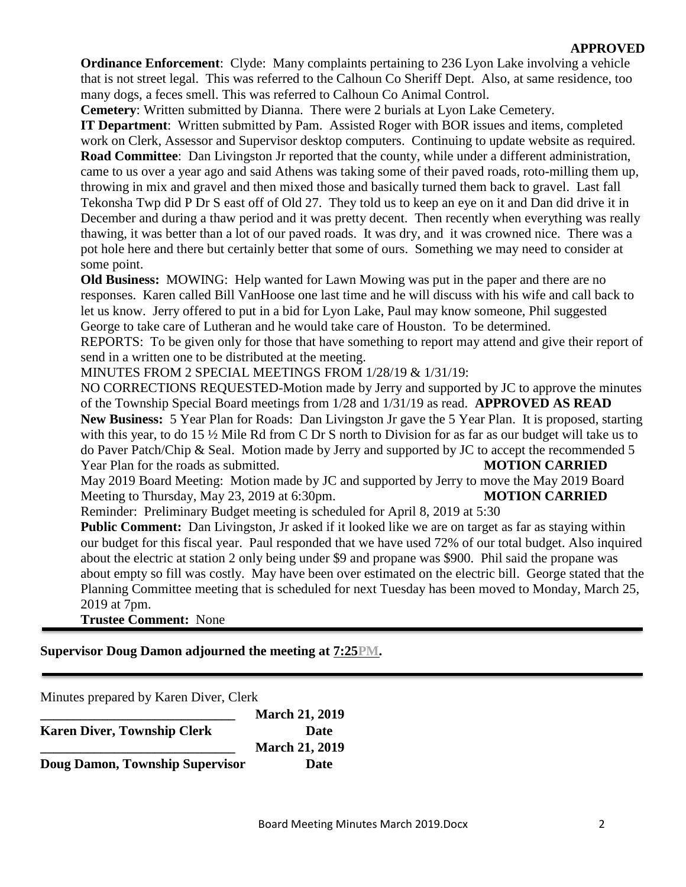**APPROVED**

**Ordinance Enforcement**: Clyde: Many complaints pertaining to 236 Lyon Lake involving a vehicle that is not street legal. This was referred to the Calhoun Co Sheriff Dept. Also, at same residence, too many dogs, a feces smell. This was referred to Calhoun Co Animal Control.

**Cemetery**: Written submitted by Dianna. There were 2 burials at Lyon Lake Cemetery.

**IT Department**: Written submitted by Pam. Assisted Roger with BOR issues and items, completed work on Clerk, Assessor and Supervisor desktop computers. Continuing to update website as required.

**Road Committee**: Dan Livingston Jr reported that the county, while under a different administration, came to us over a year ago and said Athens was taking some of their paved roads, roto-milling them up, throwing in mix and gravel and then mixed those and basically turned them back to gravel. Last fall Tekonsha Twp did P Dr S east off of Old 27. They told us to keep an eye on it and Dan did drive it in December and during a thaw period and it was pretty decent. Then recently when everything was really thawing, it was better than a lot of our paved roads. It was dry, and it was crowned nice. There was a pot hole here and there but certainly better that some of ours. Something we may need to consider at some point.

**Old Business:** MOWING: Help wanted for Lawn Mowing was put in the paper and there are no responses. Karen called Bill VanHoose one last time and he will discuss with his wife and call back to let us know. Jerry offered to put in a bid for Lyon Lake, Paul may know someone, Phil suggested George to take care of Lutheran and he would take care of Houston. To be determined.

REPORTS: To be given only for those that have something to report may attend and give their report of send in a written one to be distributed at the meeting.

MINUTES FROM 2 SPECIAL MEETINGS FROM 1/28/19 & 1/31/19:

NO CORRECTIONS REQUESTED-Motion made by Jerry and supported by JC to approve the minutes of the Township Special Board meetings from 1/28 and 1/31/19 as read. **APPROVED AS READ**

**New Business:** 5 Year Plan for Roads: Dan Livingston Jr gave the 5 Year Plan. It is proposed, starting with this year, to do 15 ½ Mile Rd from C Dr S north to Division for as far as our budget will take us to do Paver Patch/Chip & Seal. Motion made by Jerry and supported by JC to accept the recommended 5 Year Plan for the roads as submitted. **MOTION CARRIED**

May 2019 Board Meeting: Motion made by JC and supported by Jerry to move the May 2019 Board Meeting to Thursday, May 23, 2019 at 6:30pm. **MOTION CARRIED**

Reminder: Preliminary Budget meeting is scheduled for April 8, 2019 at 5:30

**Public Comment:** Dan Livingston, Jr asked if it looked like we are on target as far as staying within our budget for this fiscal year. Paul responded that we have used 72% of our total budget. Also inquired about the electric at station 2 only being under $9 and propane was $900. Phil said the propane was about empty so fill was costly. May have been over estimated on the electric bill. George stated that the Planning Committee meeting that is scheduled for next Tuesday has been moved to Monday, March 25, 2019 at 7pm.

**Trustee Comment:** None

---

**Supervisor Doug Damon adjourned the meeting at 7:25PM.**

---

Minutes prepared by Karen Diver, Clerk

| | |
|---|---|
| _____________________________ | **March 21, 2019** |
| **Karen Diver, Township Clerk** | **Date** |
| _____________________________ | **March 21, 2019** |
| **Doug Damon, Township Supervisor** | **Date** |